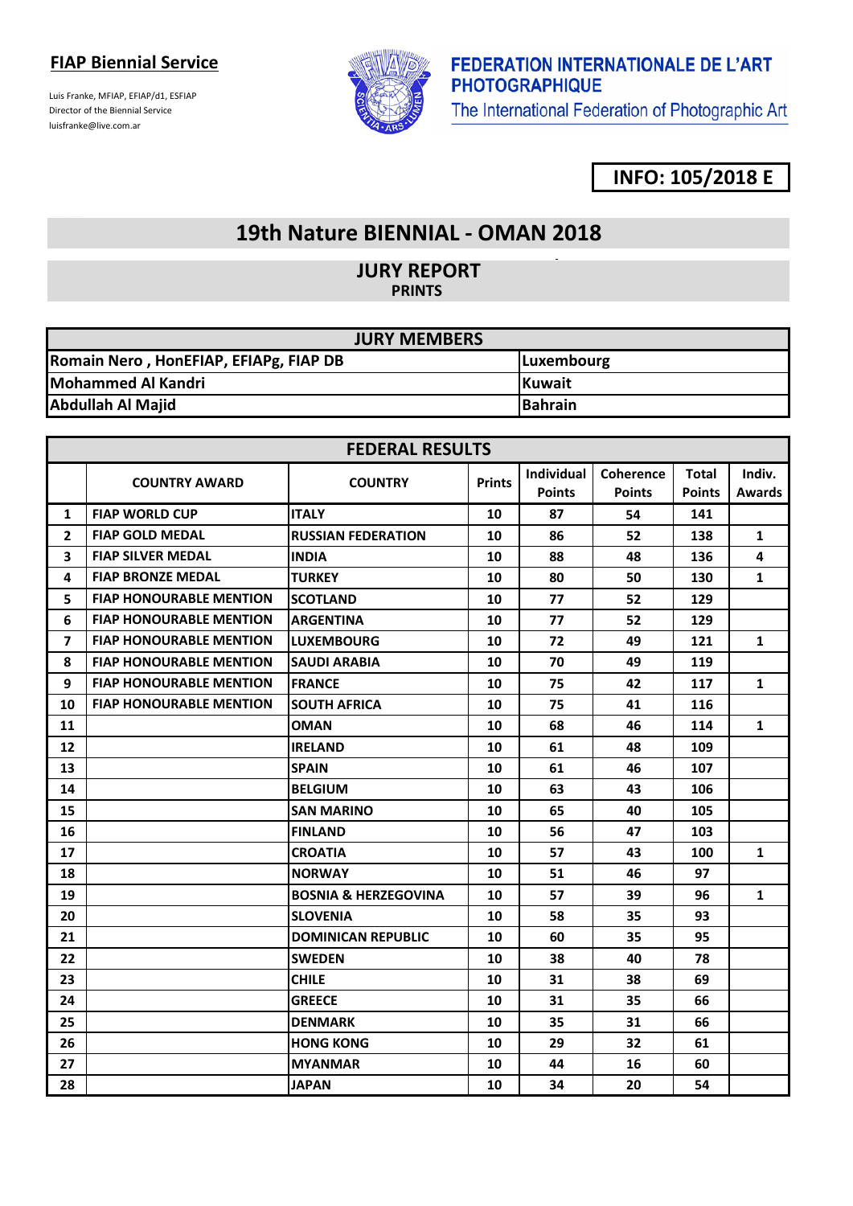**FIAP Biennial Service**

Luis Franke, MFIAP, EFIAP/d1, ESFIAP
Director of the Biennial Service
luisfranke@live.com.ar

**FEDERATION INTERNATIONALE DE L'ART PHOTOGRAPHIQUE**
The International Federation of Photographic Art

**INFO: 105/2018 E**

# 19th Nature BIENNIAL - OMAN 2018

## JURY REPORT
### PRINTS

| JURY MEMBERS | |
|---|---|
| Romain Nero , HonEFIAP, EFIAPg, FIAP DB | Luxembourg |
| Mohammed Al Kandri | Kuwait |
| Abdullah Al Majid | Bahrain |

| FEDERAL RESULTS | | | | | | | |
|---|---|---|---|---|---|---|---|
| | COUNTRY AWARD | COUNTRY | Prints | Individual Points | Coherence Points | Total Points | Indiv. Awards |
| 1 | FIAP WORLD CUP | ITALY | 10 | 87 | 54 | 141 | |
| 2 | FIAP GOLD MEDAL | RUSSIAN FEDERATION | 10 | 86 | 52 | 138 | 1 |
| 3 | FIAP SILVER MEDAL | INDIA | 10 | 88 | 48 | 136 | 4 |
| 4 | FIAP BRONZE MEDAL | TURKEY | 10 | 80 | 50 | 130 | 1 |
| 5 | FIAP HONOURABLE MENTION | SCOTLAND | 10 | 77 | 52 | 129 | |
| 6 | FIAP HONOURABLE MENTION | ARGENTINA | 10 | 77 | 52 | 129 | |
| 7 | FIAP HONOURABLE MENTION | LUXEMBOURG | 10 | 72 | 49 | 121 | 1 |
| 8 | FIAP HONOURABLE MENTION | SAUDI ARABIA | 10 | 70 | 49 | 119 | |
| 9 | FIAP HONOURABLE MENTION | FRANCE | 10 | 75 | 42 | 117 | 1 |
| 10 | FIAP HONOURABLE MENTION | SOUTH AFRICA | 10 | 75 | 41 | 116 | |
| 11 | | OMAN | 10 | 68 | 46 | 114 | 1 |
| 12 | | IRELAND | 10 | 61 | 48 | 109 | |
| 13 | | SPAIN | 10 | 61 | 46 | 107 | |
| 14 | | BELGIUM | 10 | 63 | 43 | 106 | |
| 15 | | SAN MARINO | 10 | 65 | 40 | 105 | |
| 16 | | FINLAND | 10 | 56 | 47 | 103 | |
| 17 | | CROATIA | 10 | 57 | 43 | 100 | 1 |
| 18 | | NORWAY | 10 | 51 | 46 | 97 | |
| 19 | | BOSNIA & HERZEGOVINA | 10 | 57 | 39 | 96 | 1 |
| 20 | | SLOVENIA | 10 | 58 | 35 | 93 | |
| 21 | | DOMINICAN REPUBLIC | 10 | 60 | 35 | 95 | |
| 22 | | SWEDEN | 10 | 38 | 40 | 78 | |
| 23 | | CHILE | 10 | 31 | 38 | 69 | |
| 24 | | GREECE | 10 | 31 | 35 | 66 | |
| 25 | | DENMARK | 10 | 35 | 31 | 66 | |
| 26 | | HONG KONG | 10 | 29 | 32 | 61 | |
| 27 | | MYANMAR | 10 | 44 | 16 | 60 | |
| 28 | | JAPAN | 10 | 34 | 20 | 54 | |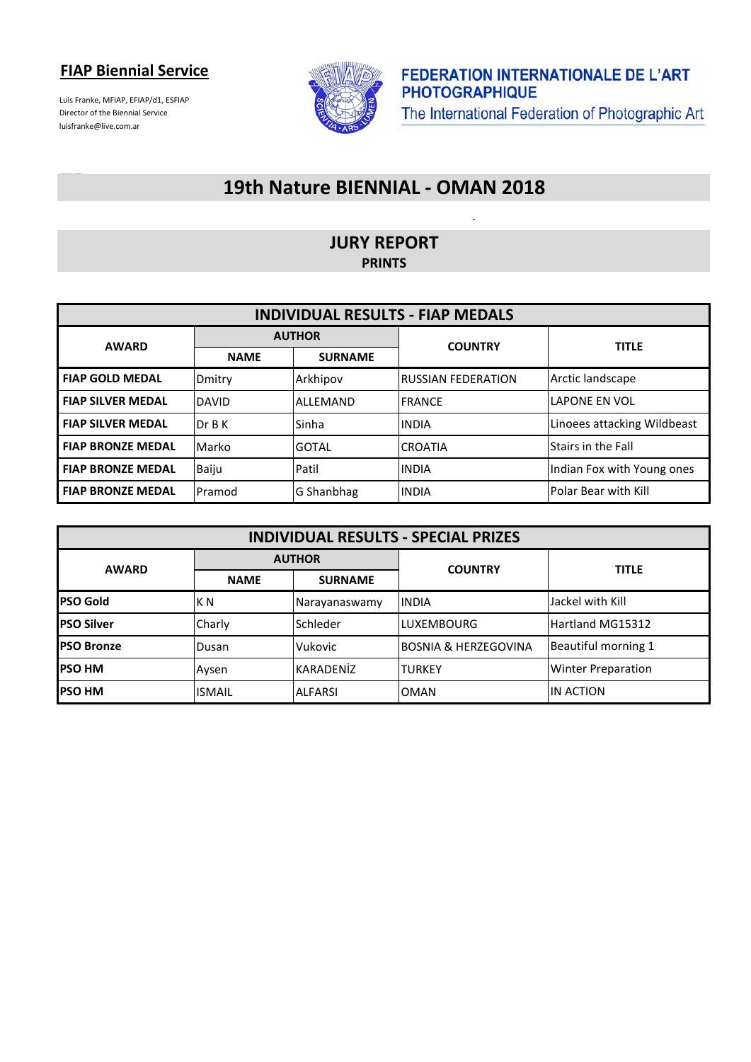**FIAP Biennial Service**

Luis Franke, MFIAP, EFIAP/d1, ESFIAP
Director of the Biennial Service
luisfranke@live.com.ar

**FEDERATION INTERNATIONALE DE L'ART PHOTOGRAPHIQUE**
The International Federation of Photographic Art

# 19th Nature BIENNIAL - OMAN 2018

## JURY REPORT
**PRINTS**

| INDIVIDUAL RESULTS - FIAP MEDALS | | | | |
|---|---|---|---|---|
| **AWARD** | **AUTHOR** | | **COUNTRY** | **TITLE** |
| | **NAME** | **SURNAME** | | |
| **FIAP GOLD MEDAL** | Dmitry | Arkhipov | RUSSIAN FEDERATION | Arctic landscape |
| **FIAP SILVER MEDAL** | DAVID | ALLEMAND | FRANCE | LAPONE EN VOL |
| **FIAP SILVER MEDAL** | Dr B K | Sinha | INDIA | Linoees attacking Wildbeast |
| **FIAP BRONZE MEDAL** | Marko | GOTAL | CROATIA | Stairs in the Fall |
| **FIAP BRONZE MEDAL** | Baiju | Patil | INDIA | Indian Fox with Young ones |
| **FIAP BRONZE MEDAL** | Pramod | G Shanbhag | INDIA | Polar Bear with Kill |

| INDIVIDUAL RESULTS - SPECIAL PRIZES | | | | |
|---|---|---|---|---|
| **AWARD** | **AUTHOR** | | **COUNTRY** | **TITLE** |
| | **NAME** | **SURNAME** | | |
| **PSO Gold** | K N | Narayanaswamy | INDIA | Jackel with Kill |
| **PSO Silver** | Charly | Schleder | LUXEMBOURG | Hartland MG15312 |
| **PSO Bronze** | Dusan | Vukovic | BOSNIA & HERZEGOVINA | Beautiful morning 1 |
| **PSO HM** | Aysen | KARADENİZ | TURKEY | Winter Preparation |
| **PSO HM** | ISMAIL | ALFARSI | OMAN | IN ACTION |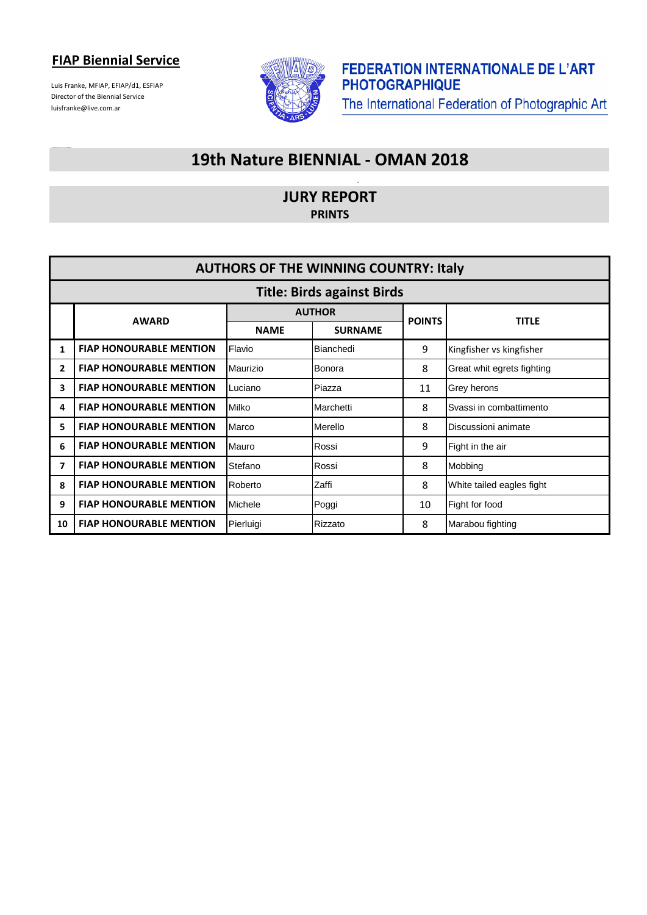**FIAP Biennial Service**

Luis Franke, MFIAP, EFIAP/d1, ESFIAP
Director of the Biennial Service
luisfranke@live.com.ar

**FEDERATION INTERNATIONALE DE L'ART PHOTOGRAPHIQUE**
The International Federation of Photographic Art

# 19th Nature BIENNIAL - OMAN 2018

## JURY REPORT

**PRINTS**

| AUTHORS OF THE WINNING COUNTRY: Italy | | | | | |
|---|---|---|---|---|---|
| **Title: Birds against Birds** | | | | | |
| | **AWARD** | **AUTHOR** | | **POINTS** | **TITLE** |
| | | **NAME** | **SURNAME** | | |
| 1 | FIAP HONOURABLE MENTION | Flavio | Bianchedi | 9 | Kingfisher vs kingfisher |
| 2 | FIAP HONOURABLE MENTION | Maurizio | Bonora | 8 | Great whit egrets fighting |
| 3 | FIAP HONOURABLE MENTION | Luciano | Piazza | 11 | Grey herons |
| 4 | FIAP HONOURABLE MENTION | Milko | Marchetti | 8 | Svassi in combattimento |
| 5 | FIAP HONOURABLE MENTION | Marco | Merello | 8 | Discussioni animate |
| 6 | FIAP HONOURABLE MENTION | Mauro | Rossi | 9 | Fight in the air |
| 7 | FIAP HONOURABLE MENTION | Stefano | Rossi | 8 | Mobbing |
| 8 | FIAP HONOURABLE MENTION | Roberto | Zaffi | 8 | White tailed eagles fight |
| 9 | FIAP HONOURABLE MENTION | Michele | Poggi | 10 | Fight for food |
| 10 | FIAP HONOURABLE MENTION | Pierluigi | Rizzato | 8 | Marabou fighting |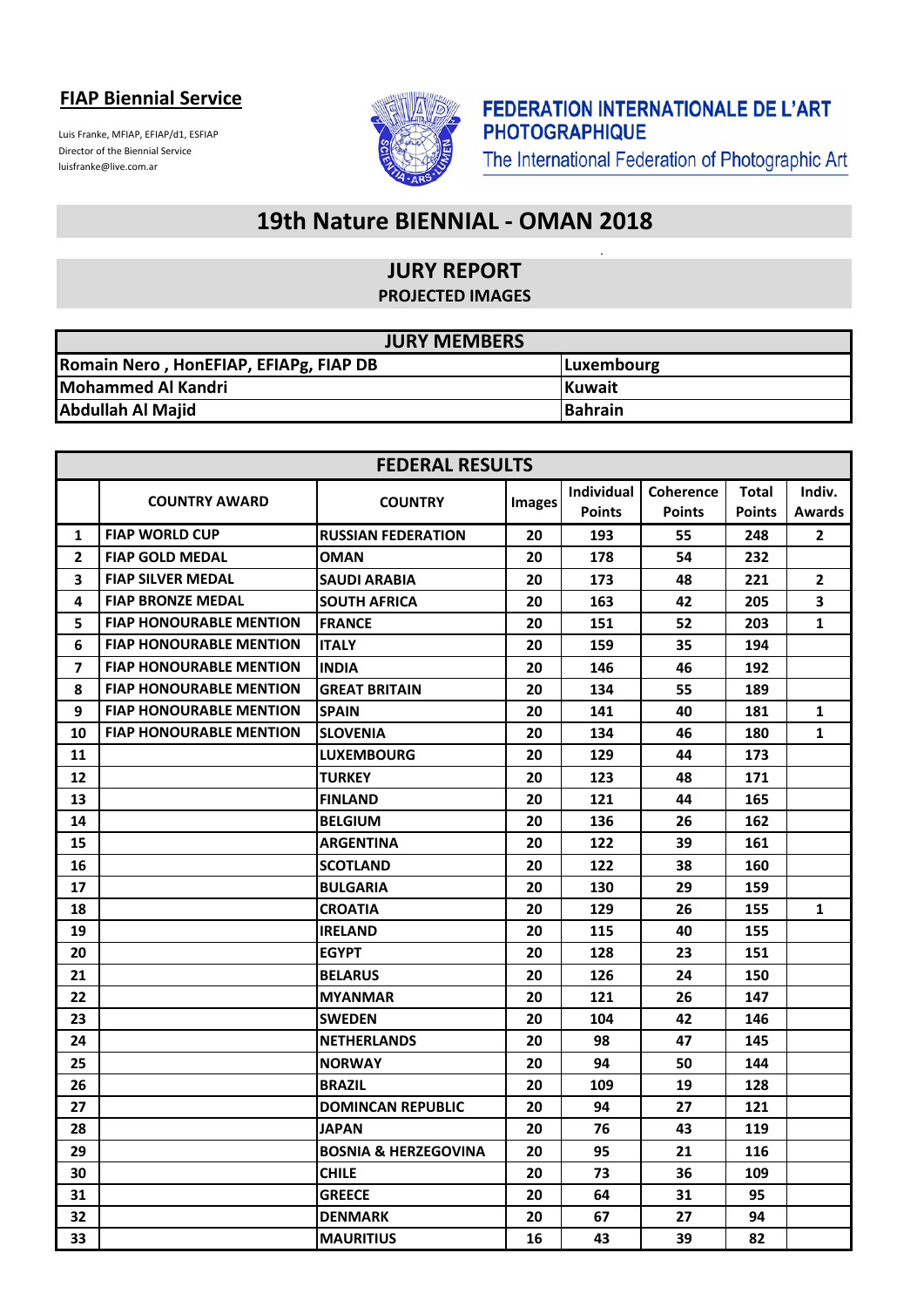**FIAP Biennial Service**

Luis Franke, MFIAP, EFIAP/d1, ESFIAP
Director of the Biennial Service
luisfranke@live.com.ar

**FEDERATION INTERNATIONALE DE L'ART PHOTOGRAPHIQUE**
The International Federation of Photographic Art

# 19th Nature BIENNIAL - OMAN 2018

## JURY REPORT

### PROJECTED IMAGES

| JURY MEMBERS | |
|---|---|
| Romain Nero , HonEFIAP, EFIAPg, FIAP DB | Luxembourg |
| Mohammed Al Kandri | Kuwait |
| Abdullah Al Majid | Bahrain |

**FEDERAL RESULTS**

| | COUNTRY AWARD | COUNTRY | Images | Individual Points | Coherence Points | Total Points | Indiv. Awards |
|---|---|---|---|---|---|---|---|
| 1 | FIAP WORLD CUP | RUSSIAN FEDERATION | 20 | 193 | 55 | 248 | 2 |
| 2 | FIAP GOLD MEDAL | OMAN | 20 | 178 | 54 | 232 | |
| 3 | FIAP SILVER MEDAL | SAUDI ARABIA | 20 | 173 | 48 | 221 | 2 |
| 4 | FIAP BRONZE MEDAL | SOUTH AFRICA | 20 | 163 | 42 | 205 | 3 |
| 5 | FIAP HONOURABLE MENTION | FRANCE | 20 | 151 | 52 | 203 | 1 |
| 6 | FIAP HONOURABLE MENTION | ITALY | 20 | 159 | 35 | 194 | |
| 7 | FIAP HONOURABLE MENTION | INDIA | 20 | 146 | 46 | 192 | |
| 8 | FIAP HONOURABLE MENTION | GREAT BRITAIN | 20 | 134 | 55 | 189 | |
| 9 | FIAP HONOURABLE MENTION | SPAIN | 20 | 141 | 40 | 181 | 1 |
| 10 | FIAP HONOURABLE MENTION | SLOVENIA | 20 | 134 | 46 | 180 | 1 |
| 11 | | LUXEMBOURG | 20 | 129 | 44 | 173 | |
| 12 | | TURKEY | 20 | 123 | 48 | 171 | |
| 13 | | FINLAND | 20 | 121 | 44 | 165 | |
| 14 | | BELGIUM | 20 | 136 | 26 | 162 | |
| 15 | | ARGENTINA | 20 | 122 | 39 | 161 | |
| 16 | | SCOTLAND | 20 | 122 | 38 | 160 | |
| 17 | | BULGARIA | 20 | 130 | 29 | 159 | |
| 18 | | CROATIA | 20 | 129 | 26 | 155 | 1 |
| 19 | | IRELAND | 20 | 115 | 40 | 155 | |
| 20 | | EGYPT | 20 | 128 | 23 | 151 | |
| 21 | | BELARUS | 20 | 126 | 24 | 150 | |
| 22 | | MYANMAR | 20 | 121 | 26 | 147 | |
| 23 | | SWEDEN | 20 | 104 | 42 | 146 | |
| 24 | | NETHERLANDS | 20 | 98 | 47 | 145 | |
| 25 | | NORWAY | 20 | 94 | 50 | 144 | |
| 26 | | BRAZIL | 20 | 109 | 19 | 128 | |
| 27 | | DOMINCAN REPUBLIC | 20 | 94 | 27 | 121 | |
| 28 | | JAPAN | 20 | 76 | 43 | 119 | |
| 29 | | BOSNIA & HERZEGOVINA | 20 | 95 | 21 | 116 | |
| 30 | | CHILE | 20 | 73 | 36 | 109 | |
| 31 | | GREECE | 20 | 64 | 31 | 95 | |
| 32 | | DENMARK | 20 | 67 | 27 | 94 | |
| 33 | | MAURITIUS | 16 | 43 | 39 | 82 | |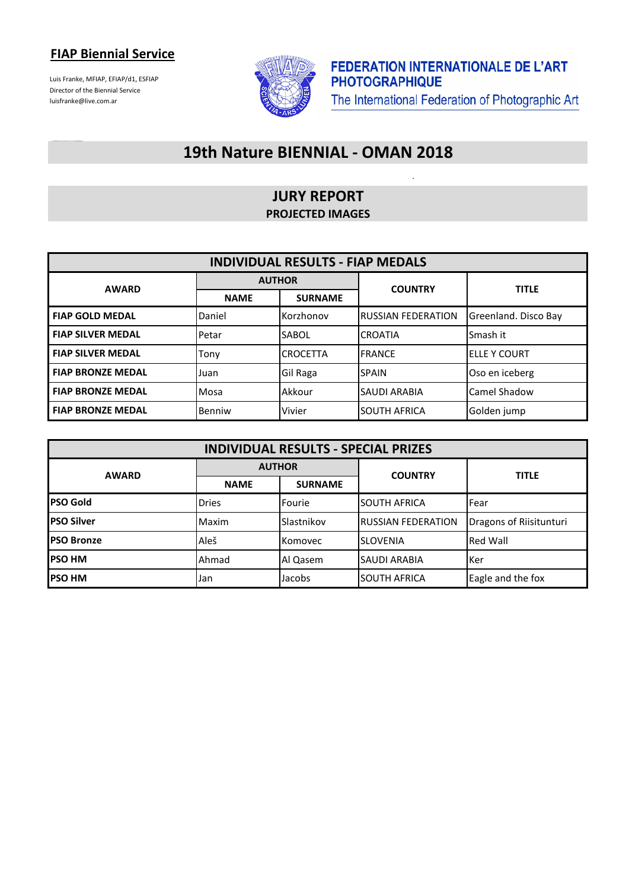## FIAP Biennial Service

Luis Franke, MFIAP, EFIAP/d1, ESFIAP
Director of the Biennial Service
luisfranke@live.com.ar

**FEDERATION INTERNATIONALE DE L'ART PHOTOGRAPHIQUE**
The International Federation of Photographic Art

# 19th Nature BIENNIAL - OMAN 2018

## JURY REPORT

### PROJECTED IMAGES

| INDIVIDUAL RESULTS - FIAP MEDALS | | | | |
|---|---|---|---|---|
| **AWARD** | **AUTHOR** | | **COUNTRY** | **TITLE** |
| | **NAME** | **SURNAME** | | |
| **FIAP GOLD MEDAL** | Daniel | Korzhonov | RUSSIAN FEDERATION | Greenland. Disco Bay |
| **FIAP SILVER MEDAL** | Petar | SABOL | CROATIA | Smash it |
| **FIAP SILVER MEDAL** | Tony | CROCETTA | FRANCE | ELLE Y COURT |
| **FIAP BRONZE MEDAL** | Juan | Gil Raga | SPAIN | Oso en iceberg |
| **FIAP BRONZE MEDAL** | Mosa | Akkour | SAUDI ARABIA | Camel Shadow |
| **FIAP BRONZE MEDAL** | Benniw | Vivier | SOUTH AFRICA | Golden jump |

| INDIVIDUAL RESULTS - SPECIAL PRIZES | | | | |
|---|---|---|---|---|
| **AWARD** | **AUTHOR** | | **COUNTRY** | **TITLE** |
| | **NAME** | **SURNAME** | | |
| **PSO Gold** | Dries | Fourie | SOUTH AFRICA | Fear |
| **PSO Silver** | Maxim | Slastnikov | RUSSIAN FEDERATION | Dragons of Riisitunturi |
| **PSO Bronze** | Aleš | Komovec | SLOVENIA | Red Wall |
| **PSO HM** | Ahmad | Al Qasem | SAUDI ARABIA | Ker |
| **PSO HM** | Jan | Jacobs | SOUTH AFRICA | Eagle and the fox |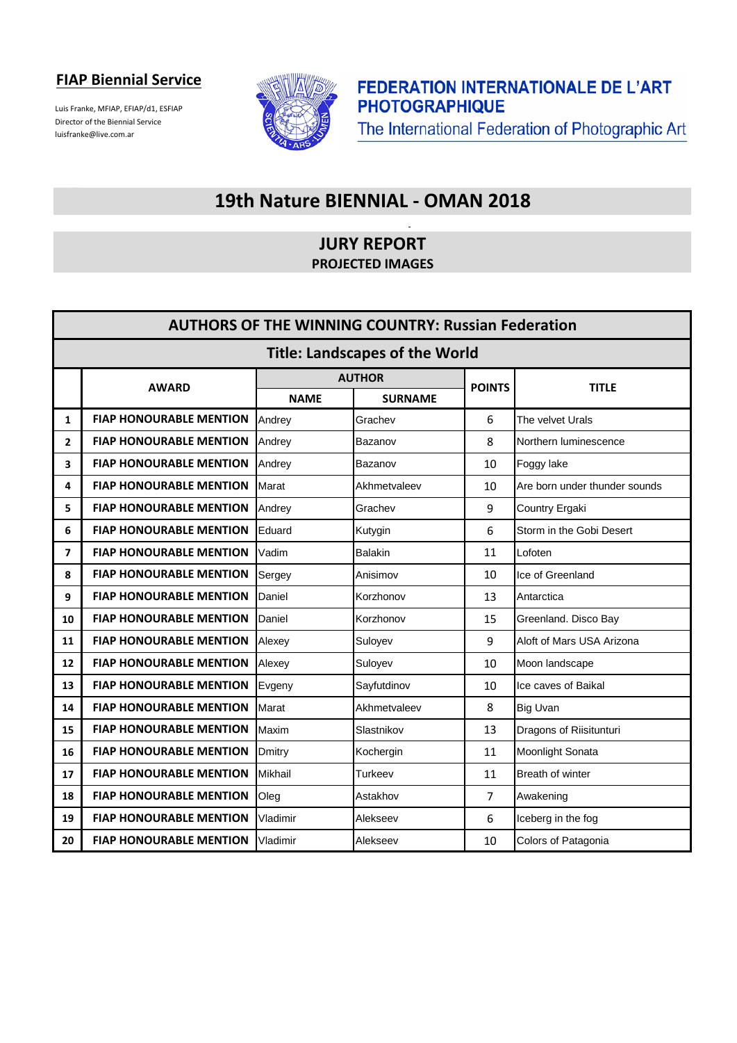**FIAP Biennial Service**

Luis Franke, MFIAP, EFIAP/d1, ESFIAP
Director of the Biennial Service
luisfranke@live.com.ar

**FEDERATION INTERNATIONALE DE L'ART PHOTOGRAPHIQUE**
The International Federation of Photographic Art

# 19th Nature BIENNIAL - OMAN 2018

## JURY REPORT

### PROJECTED IMAGES

| AUTHORS OF THE WINNING COUNTRY: Russian Federation | | | | | |
|---|---|---|---|---|---|
| **Title: Landscapes of the World** | | | | | |
| | **AWARD** | **AUTHOR** | | **POINTS** | **TITLE** |
| | | **NAME** | **SURNAME** | | |
| **1** | **FIAP HONOURABLE MENTION** | Andrey | Grachev | 6 | The velvet Urals |
| **2** | **FIAP HONOURABLE MENTION** | Andrey | Bazanov | 8 | Northern luminescence |
| **3** | **FIAP HONOURABLE MENTION** | Andrey | Bazanov | 10 | Foggy lake |
| **4** | **FIAP HONOURABLE MENTION** | Marat | Akhmetvaleev | 10 | Are born under thunder sounds |
| **5** | **FIAP HONOURABLE MENTION** | Andrey | Grachev | 9 | Country Ergaki |
| **6** | **FIAP HONOURABLE MENTION** | Eduard | Kutygin | 6 | Storm in the Gobi Desert |
| **7** | **FIAP HONOURABLE MENTION** | Vadim | Balakin | 11 | Lofoten |
| **8** | **FIAP HONOURABLE MENTION** | Sergey | Anisimov | 10 | Ice of Greenland |
| **9** | **FIAP HONOURABLE MENTION** | Daniel | Korzhonov | 13 | Antarctica |
| **10** | **FIAP HONOURABLE MENTION** | Daniel | Korzhonov | 15 | Greenland. Disco Bay |
| **11** | **FIAP HONOURABLE MENTION** | Alexey | Suloyev | 9 | Aloft of Mars USA Arizona |
| **12** | **FIAP HONOURABLE MENTION** | Alexey | Suloyev | 10 | Moon landscape |
| **13** | **FIAP HONOURABLE MENTION** | Evgeny | Sayfutdinov | 10 | Ice caves of Baikal |
| **14** | **FIAP HONOURABLE MENTION** | Marat | Akhmetvaleev | 8 | Big Uvan |
| **15** | **FIAP HONOURABLE MENTION** | Maxim | Slastnikov | 13 | Dragons of Riisitunturi |
| **16** | **FIAP HONOURABLE MENTION** | Dmitry | Kochergin | 11 | Moonlight Sonata |
| **17** | **FIAP HONOURABLE MENTION** | Mikhail | Turkeev | 11 | Breath of winter |
| **18** | **FIAP HONOURABLE MENTION** | Oleg | Astakhov | 7 | Awakening |
| **19** | **FIAP HONOURABLE MENTION** | Vladimir | Alekseev | 6 | Iceberg in the fog |
| **20** | **FIAP HONOURABLE MENTION** | Vladimir | Alekseev | 10 | Colors of Patagonia |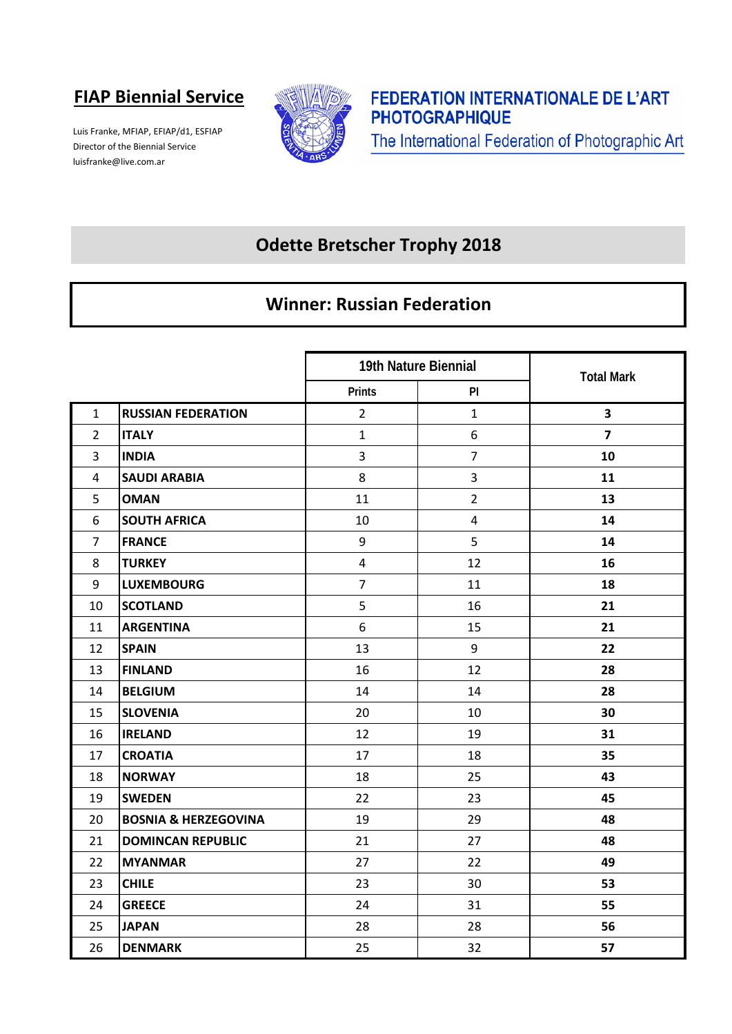## FIAP Biennial Service

Luis Franke, MFIAP, EFIAP/d1, ESFIAP
Director of the Biennial Service
luisfranke@live.com.ar

**FEDERATION INTERNATIONALE DE L'ART PHOTOGRAPHIQUE**
The International Federation of Photographic Art

# Odette Bretscher Trophy 2018

## Winner: Russian Federation

| | | 19th Nature Biennial | | Total Mark |
|---|---|---|---|---|
| | | Prints | PI | |
| 1 | **RUSSIAN FEDERATION** | 2 | 1 | **3** |
| 2 | **ITALY** | 1 | 6 | **7** |
| 3 | **INDIA** | 3 | 7 | **10** |
| 4 | **SAUDI ARABIA** | 8 | 3 | **11** |
| 5 | **OMAN** | 11 | 2 | **13** |
| 6 | **SOUTH AFRICA** | 10 | 4 | **14** |
| 7 | **FRANCE** | 9 | 5 | **14** |
| 8 | **TURKEY** | 4 | 12 | **16** |
| 9 | **LUXEMBOURG** | 7 | 11 | **18** |
| 10 | **SCOTLAND** | 5 | 16 | **21** |
| 11 | **ARGENTINA** | 6 | 15 | **21** |
| 12 | **SPAIN** | 13 | 9 | **22** |
| 13 | **FINLAND** | 16 | 12 | **28** |
| 14 | **BELGIUM** | 14 | 14 | **28** |
| 15 | **SLOVENIA** | 20 | 10 | **30** |
| 16 | **IRELAND** | 12 | 19 | **31** |
| 17 | **CROATIA** | 17 | 18 | **35** |
| 18 | **NORWAY** | 18 | 25 | **43** |
| 19 | **SWEDEN** | 22 | 23 | **45** |
| 20 | **BOSNIA & HERZEGOVINA** | 19 | 29 | **48** |
| 21 | **DOMINCAN REPUBLIC** | 21 | 27 | **48** |
| 22 | **MYANMAR** | 27 | 22 | **49** |
| 23 | **CHILE** | 23 | 30 | **53** |
| 24 | **GREECE** | 24 | 31 | **55** |
| 25 | **JAPAN** | 28 | 28 | **56** |
| 26 | **DENMARK** | 25 | 32 | **57** |